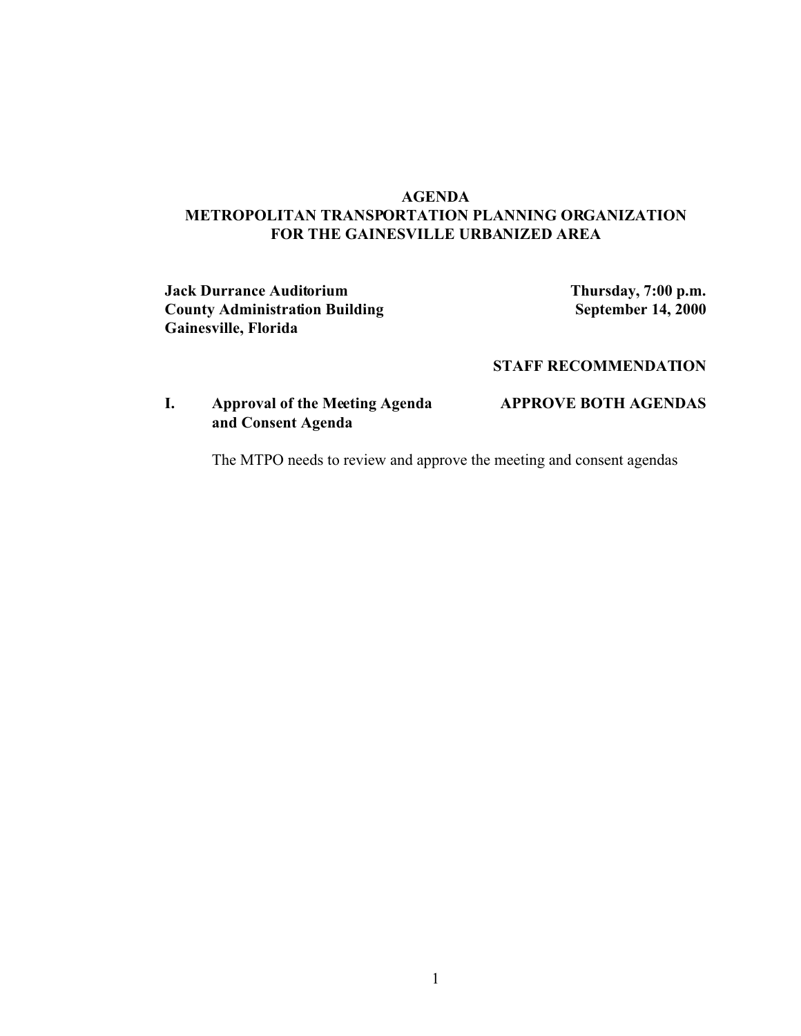# AGENDA
## METROPOLITAN TRANSPORTATION PLANNING ORGANIZATION FOR THE GAINESVILLE URBANIZED AREA

**Jack Durrance Auditorium**
**County Administration Building**
**Gainesville, Florida**

**Thursday, 7:00 p.m.**
**September 14, 2000**

**STAFF RECOMMENDATION**

**I. Approval of the Meeting Agenda and Consent Agenda** — **APPROVE BOTH AGENDAS**

The MTPO needs to review and approve the meeting and consent agendas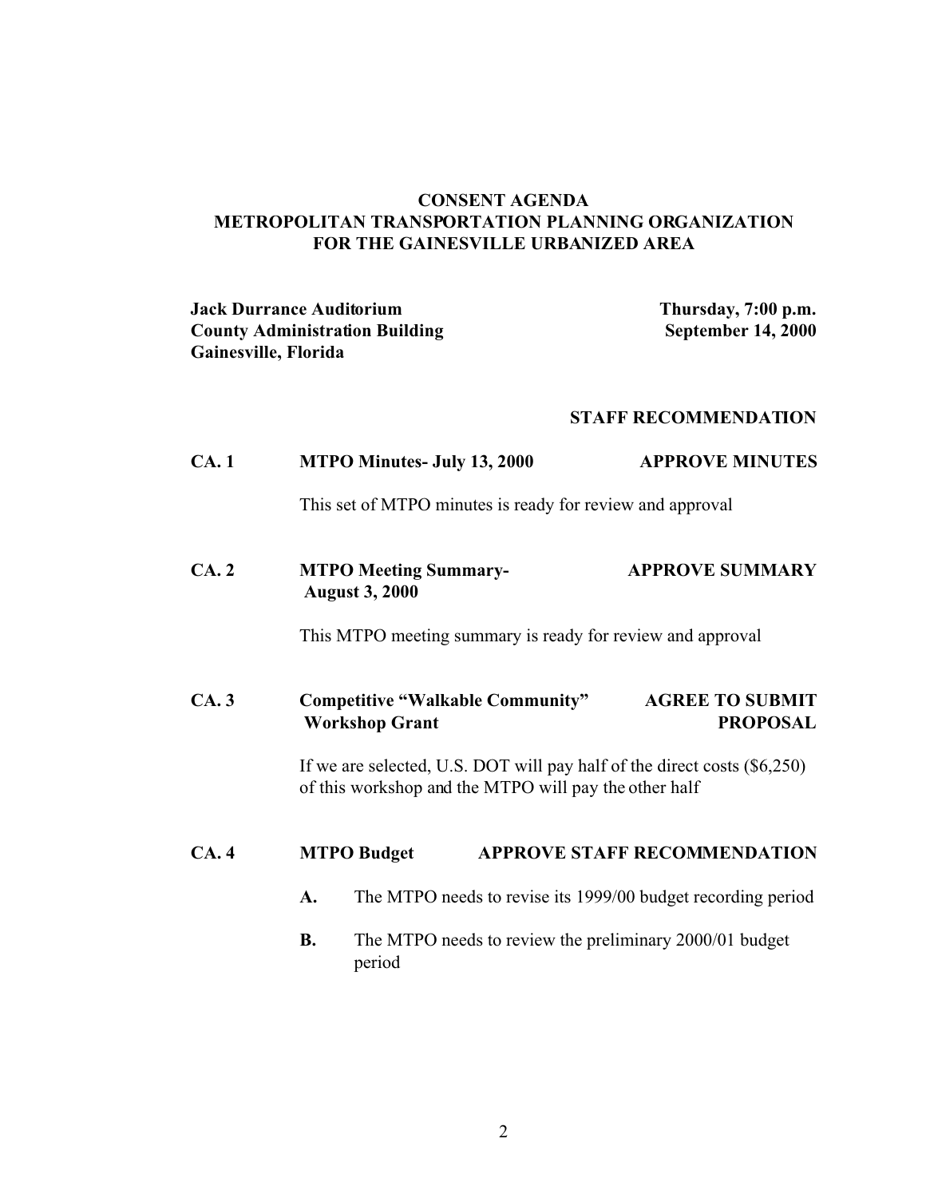# CONSENT AGENDA
# METROPOLITAN TRANSPORTATION PLANNING ORGANIZATION
# FOR THE GAINESVILLE URBANIZED AREA

**Jack Durrance Auditorium**
**County Administration Building**
**Gainesville, Florida**

**Thursday, 7:00 p.m.**
**September 14, 2000**

**STAFF RECOMMENDATION**

**CA. 1 MTPO Minutes- July 13, 2000** — **APPROVE MINUTES**

This set of MTPO minutes is ready for review and approval

**CA. 2 MTPO Meeting Summary- August 3, 2000** — **APPROVE SUMMARY**

This MTPO meeting summary is ready for review and approval

**CA. 3 Competitive "Walkable Community" Workshop Grant** — **AGREE TO SUBMIT PROPOSAL**

If we are selected, U.S. DOT will pay half of the direct costs ($6,250) of this workshop and the MTPO will pay the other half

**CA. 4 MTPO Budget** — **APPROVE STAFF RECOMMENDATION**

**A.** The MTPO needs to revise its 1999/00 budget recording period

**B.** The MTPO needs to review the preliminary 2000/01 budget period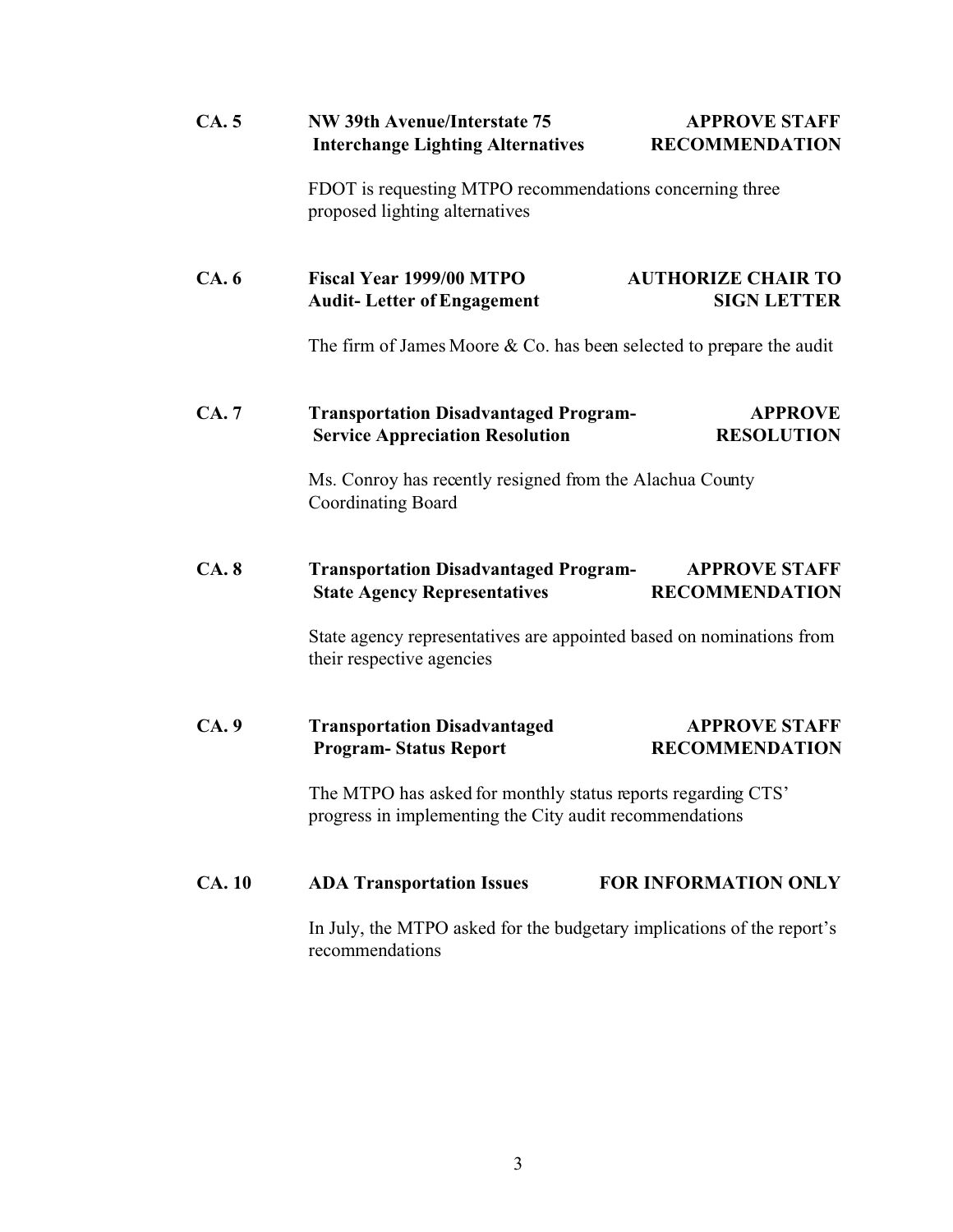**CA. 5** **NW 39th Avenue/Interstate 75 Interchange Lighting Alternatives** **APPROVE STAFF RECOMMENDATION**

FDOT is requesting MTPO recommendations concerning three proposed lighting alternatives

**CA. 6** **Fiscal Year 1999/00 MTPO Audit- Letter of Engagement** **AUTHORIZE CHAIR TO SIGN LETTER**

The firm of James Moore & Co. has been selected to prepare the audit

**CA. 7** **Transportation Disadvantaged Program- Service Appreciation Resolution** **APPROVE RESOLUTION**

Ms. Conroy has recently resigned from the Alachua County Coordinating Board

**CA. 8** **Transportation Disadvantaged Program- State Agency Representatives** **APPROVE STAFF RECOMMENDATION**

State agency representatives are appointed based on nominations from their respective agencies

**CA. 9** **Transportation Disadvantaged Program- Status Report** **APPROVE STAFF RECOMMENDATION**

The MTPO has asked for monthly status reports regarding CTS' progress in implementing the City audit recommendations

**CA. 10** **ADA Transportation Issues** **FOR INFORMATION ONLY**

In July, the MTPO asked for the budgetary implications of the report's recommendations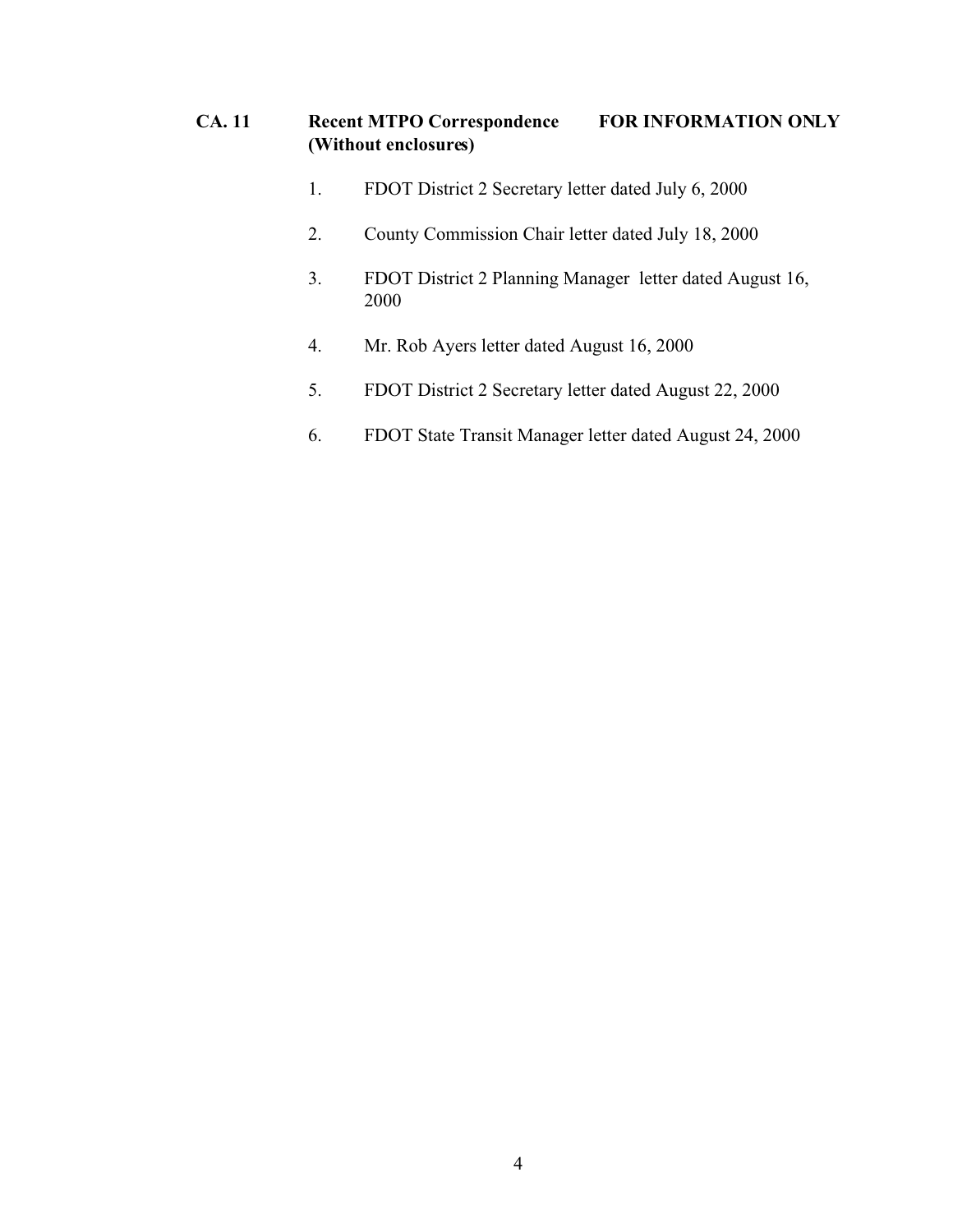**CA. 11 Recent MTPO Correspondence FOR INFORMATION ONLY (Without enclosures)**

1. FDOT District 2 Secretary letter dated July 6, 2000

2. County Commission Chair letter dated July 18, 2000

3. FDOT District 2 Planning Manager letter dated August 16, 2000

4. Mr. Rob Ayers letter dated August 16, 2000

5. FDOT District 2 Secretary letter dated August 22, 2000

6. FDOT State Transit Manager letter dated August 24, 2000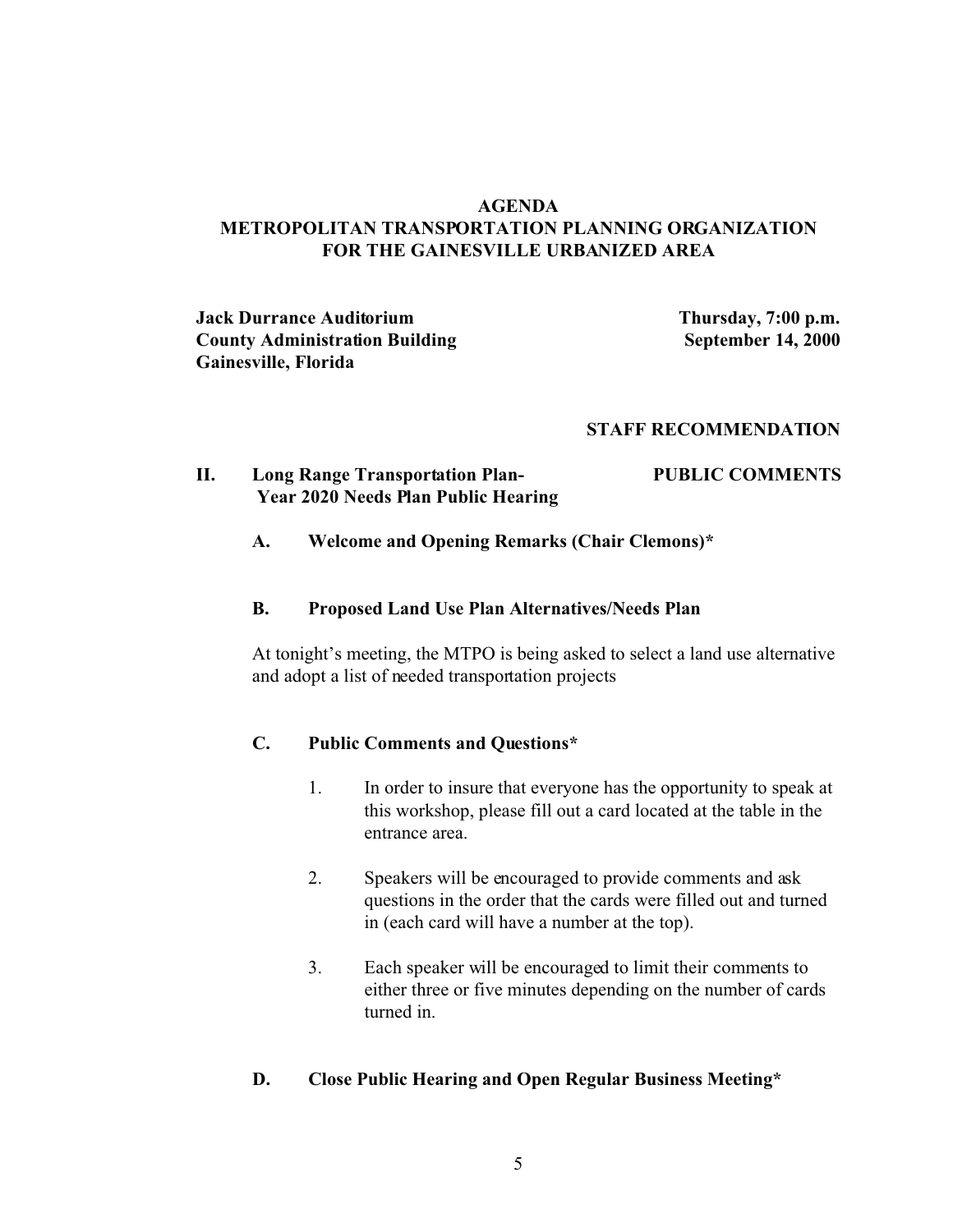# AGENDA
## METROPOLITAN TRANSPORTATION PLANNING ORGANIZATION FOR THE GAINESVILLE URBANIZED AREA

**Jack Durrance Auditorium**
**County Administration Building**
**Gainesville, Florida**

**Thursday, 7:00 p.m.**
**September 14, 2000**

**STAFF RECOMMENDATION**

**II. Long Range Transportation Plan- Year 2020 Needs Plan Public Hearing** — **PUBLIC COMMENTS**

**A. Welcome and Opening Remarks (Chair Clemons)***

**B. Proposed Land Use Plan Alternatives/Needs Plan**

At tonight's meeting, the MTPO is being asked to select a land use alternative and adopt a list of needed transportation projects

**C. Public Comments and Questions***

1. In order to insure that everyone has the opportunity to speak at this workshop, please fill out a card located at the table in the entrance area.

2. Speakers will be encouraged to provide comments and ask questions in the order that the cards were filled out and turned in (each card will have a number at the top).

3. Each speaker will be encouraged to limit their comments to either three or five minutes depending on the number of cards turned in.

**D. Close Public Hearing and Open Regular Business Meeting***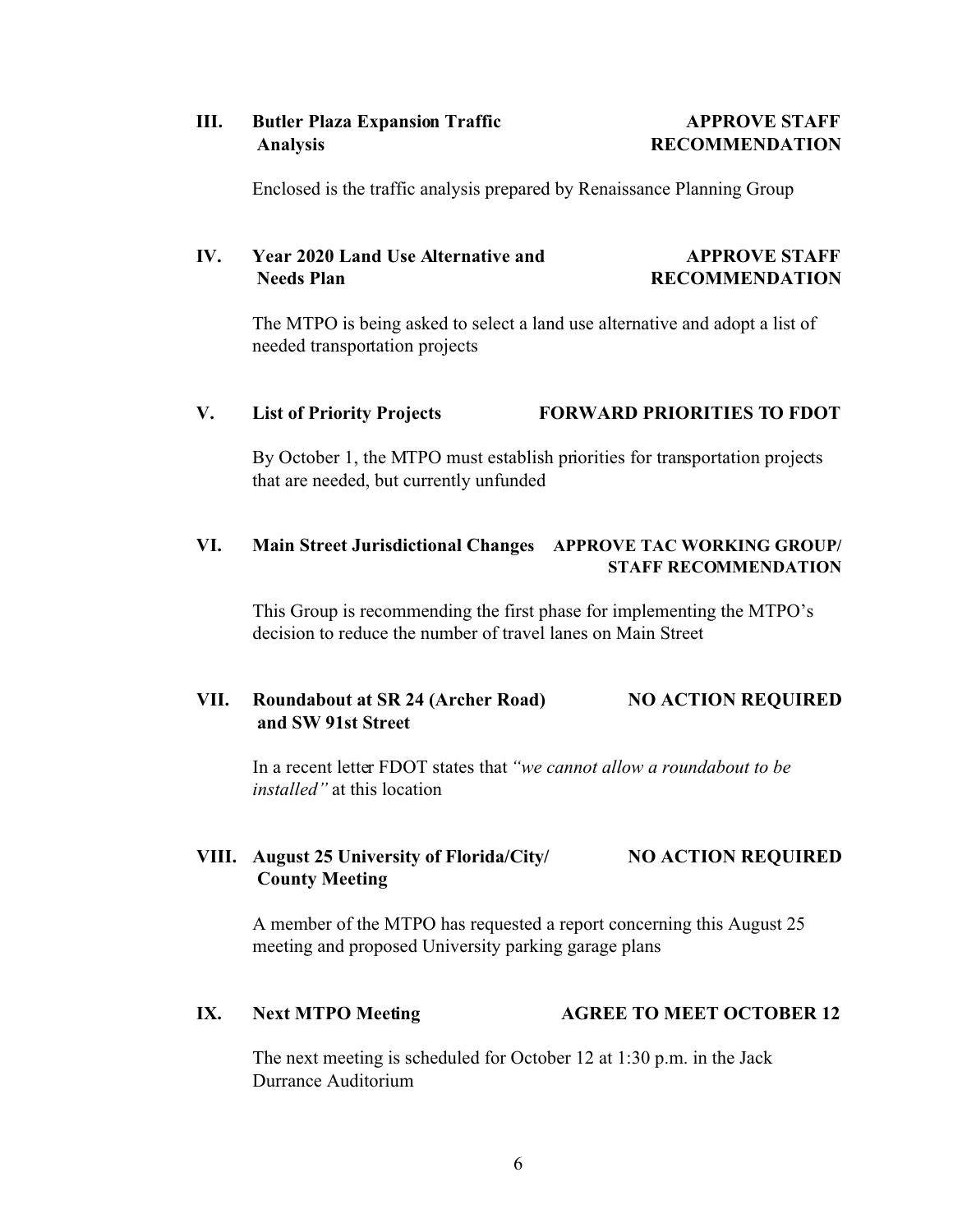**III. Butler Plaza Expansion Traffic Analysis** — **APPROVE STAFF RECOMMENDATION**

Enclosed is the traffic analysis prepared by Renaissance Planning Group

**IV. Year 2020 Land Use Alternative and Needs Plan** — **APPROVE STAFF RECOMMENDATION**

The MTPO is being asked to select a land use alternative and adopt a list of needed transportation projects

**V. List of Priority Projects** — **FORWARD PRIORITIES TO FDOT**

By October 1, the MTPO must establish priorities for transportation projects that are needed, but currently unfunded

**VI. Main Street Jurisdictional Changes** — **APPROVE TAC WORKING GROUP/ STAFF RECOMMENDATION**

This Group is recommending the first phase for implementing the MTPO's decision to reduce the number of travel lanes on Main Street

**VII. Roundabout at SR 24 (Archer Road) and SW 91st Street** — **NO ACTION REQUIRED**

In a recent letter FDOT states that *"we cannot allow a roundabout to be installed"* at this location

**VIII. August 25 University of Florida/City/ County Meeting** — **NO ACTION REQUIRED**

A member of the MTPO has requested a report concerning this August 25 meeting and proposed University parking garage plans

**IX. Next MTPO Meeting** — **AGREE TO MEET OCTOBER 12**

The next meeting is scheduled for October 12 at 1:30 p.m. in the Jack Durrance Auditorium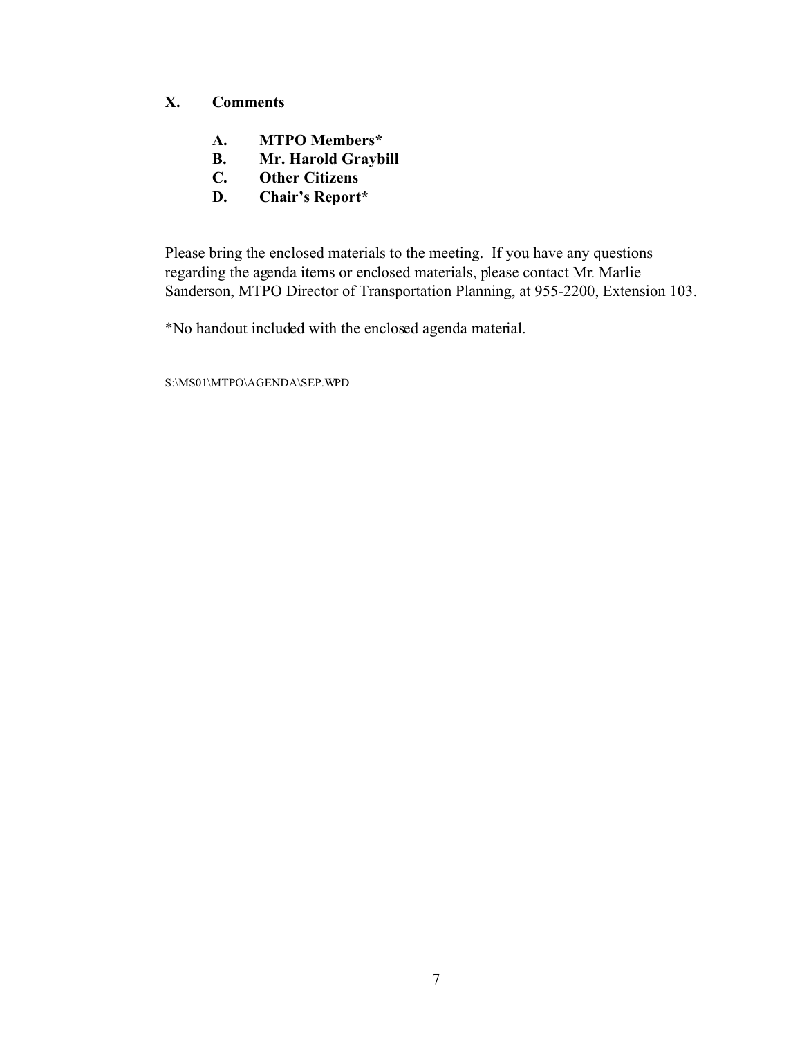**X. Comments**

- **A. MTPO Members***
- **B. Mr. Harold Graybill**
- **C. Other Citizens**
- **D. Chair's Report***

Please bring the enclosed materials to the meeting. If you have any questions regarding the agenda items or enclosed materials, please contact Mr. Marlie Sanderson, MTPO Director of Transportation Planning, at 955-2200, Extension 103.

*No handout included with the enclosed agenda material.

S:\MS01\MTPO\AGENDA\SEP.WPD